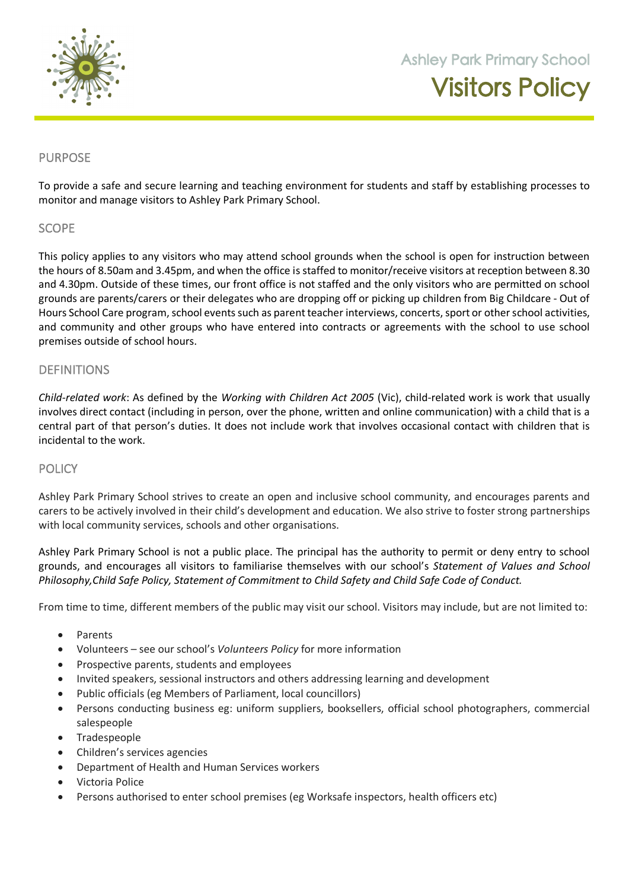Ashley Park Primary School

# Visitors Policy

## PURPOSE

To provide a safe and secure learning and teaching environment for students and staff by establishing processes to monitor and manage visitors to Ashley Park Primary School.

## SCOPE

This policy applies to any visitors who may attend school grounds when the school is open for instruction between the hours of 8.50am and 3.45pm, and when the office is staffed to monitor/receive visitors at reception between 8.30 and 4.30pm. Outside of these times, our front office is not staffed and the only visitors who are permitted on school grounds are parents/carers or their delegates who are dropping off or picking up children from Big Childcare - Out of Hours School Care program, school events such as parent teacher interviews, concerts, sport or other school activities, and community and other groups who have entered into contracts or agreements with the school to use school premises outside of school hours.

## DEFINITIONS

*Child-related work*: As defined by the *Working with Children Act 2005* (Vic), child-related work is work that usually involves direct contact (including in person, over the phone, written and online communication) with a child that is a central part of that person's duties. It does not include work that involves occasional contact with children that is incidental to the work.

## POLICY

Ashley Park Primary School strives to create an open and inclusive school community, and encourages parents and carers to be actively involved in their child's development and education. We also strive to foster strong partnerships with local community services, schools and other organisations.

Ashley Park Primary School is not a public place. The principal has the authority to permit or deny entry to school grounds, and encourages all visitors to familiarise themselves with our school's *Statement of Values and School Philosophy,Child Safe Policy, Statement of Commitment to Child Safety and Child Safe Code of Conduct.*

From time to time, different members of the public may visit our school. Visitors may include, but are not limited to:

- Parents
- Volunteers – see our school's *Volunteers Policy* for more information
- Prospective parents, students and employees
- Invited speakers, sessional instructors and others addressing learning and development
- Public officials (eg Members of Parliament, local councillors)
- Persons conducting business eg: uniform suppliers, booksellers, official school photographers, commercial salespeople
- Tradespeople
- Children's services agencies
- Department of Health and Human Services workers
- Victoria Police
- Persons authorised to enter school premises (eg Worksafe inspectors, health officers etc)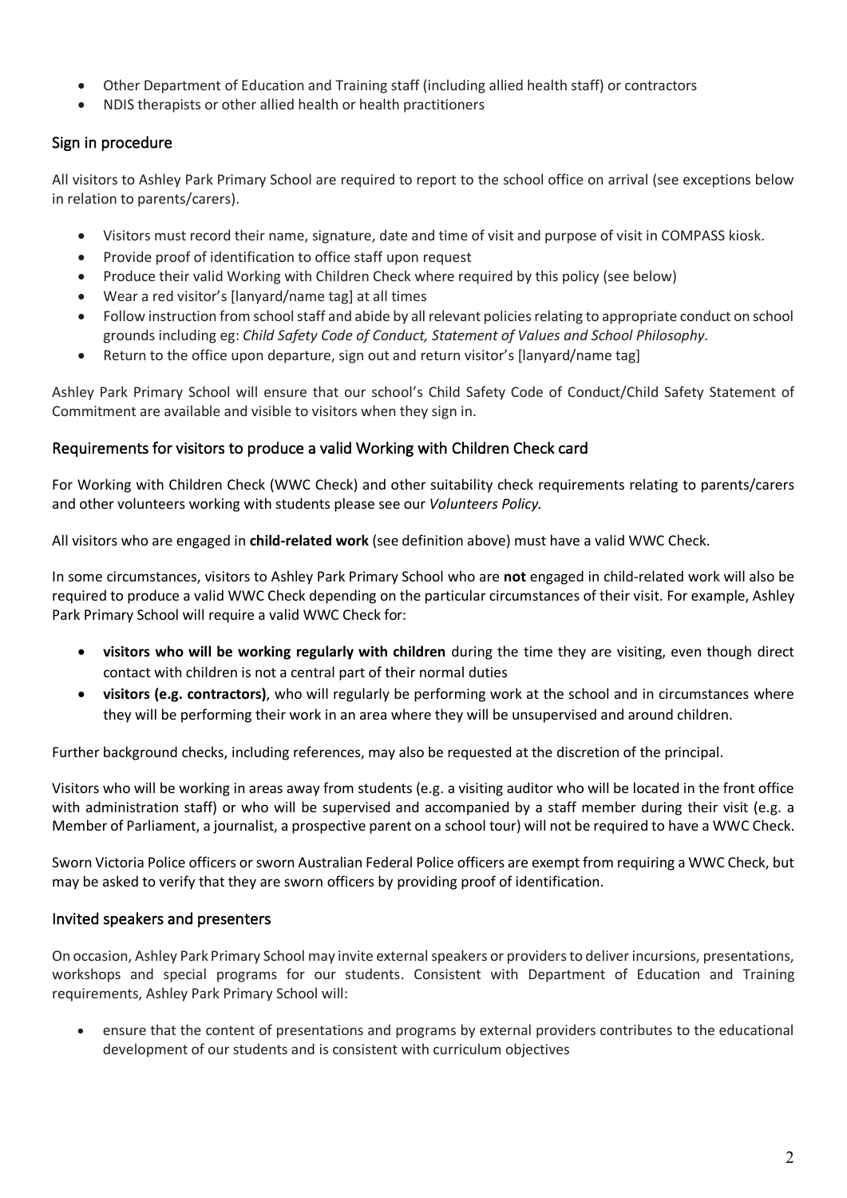- Other Department of Education and Training staff (including allied health staff) or contractors
- NDIS therapists or other allied health or health practitioners

## Sign in procedure

All visitors to Ashley Park Primary School are required to report to the school office on arrival (see exceptions below in relation to parents/carers).

- Visitors must record their name, signature, date and time of visit and purpose of visit in COMPASS kiosk.
- Provide proof of identification to office staff upon request
- Produce their valid Working with Children Check where required by this policy (see below)
- Wear a red visitor's [lanyard/name tag] at all times
- Follow instruction from school staff and abide by all relevant policies relating to appropriate conduct on school grounds including eg: *Child Safety Code of Conduct, Statement of Values and School Philosophy.*
- Return to the office upon departure, sign out and return visitor's [lanyard/name tag]

Ashley Park Primary School will ensure that our school's Child Safety Code of Conduct/Child Safety Statement of Commitment are available and visible to visitors when they sign in.

## Requirements for visitors to produce a valid Working with Children Check card

For Working with Children Check (WWC Check) and other suitability check requirements relating to parents/carers and other volunteers working with students please see our *Volunteers Policy.*

All visitors who are engaged in **child-related work** (see definition above) must have a valid WWC Check.

In some circumstances, visitors to Ashley Park Primary School who are **not** engaged in child-related work will also be required to produce a valid WWC Check depending on the particular circumstances of their visit. For example, Ashley Park Primary School will require a valid WWC Check for:

- **visitors who will be working regularly with children** during the time they are visiting, even though direct contact with children is not a central part of their normal duties
- **visitors (e.g. contractors)**, who will regularly be performing work at the school and in circumstances where they will be performing their work in an area where they will be unsupervised and around children.

Further background checks, including references, may also be requested at the discretion of the principal.

Visitors who will be working in areas away from students (e.g. a visiting auditor who will be located in the front office with administration staff) or who will be supervised and accompanied by a staff member during their visit (e.g. a Member of Parliament, a journalist, a prospective parent on a school tour) will not be required to have a WWC Check.

Sworn Victoria Police officers or sworn Australian Federal Police officers are exempt from requiring a WWC Check, but may be asked to verify that they are sworn officers by providing proof of identification.

## Invited speakers and presenters

On occasion, Ashley Park Primary School may invite external speakers or providers to deliver incursions, presentations, workshops and special programs for our students. Consistent with Department of Education and Training requirements, Ashley Park Primary School will:

- ensure that the content of presentations and programs by external providers contributes to the educational development of our students and is consistent with curriculum objectives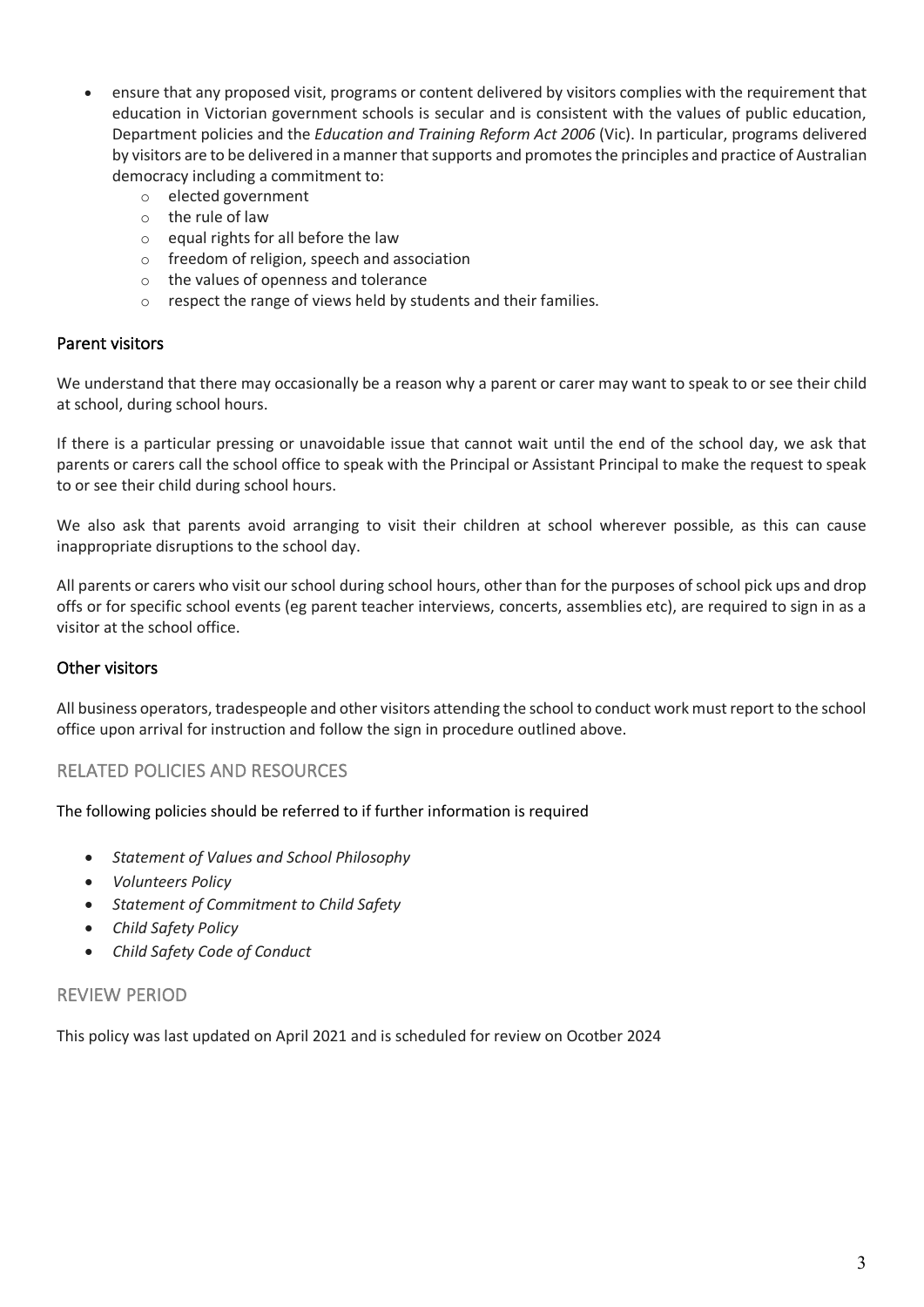- ensure that any proposed visit, programs or content delivered by visitors complies with the requirement that education in Victorian government schools is secular and is consistent with the values of public education, Department policies and the *Education and Training Reform Act 2006* (Vic). In particular, programs delivered by visitors are to be delivered in a manner that supports and promotes the principles and practice of Australian democracy including a commitment to:
  - elected government
  - the rule of law
  - equal rights for all before the law
  - freedom of religion, speech and association
  - the values of openness and tolerance
  - respect the range of views held by students and their families.

### Parent visitors

We understand that there may occasionally be a reason why a parent or carer may want to speak to or see their child at school, during school hours.

If there is a particular pressing or unavoidable issue that cannot wait until the end of the school day, we ask that parents or carers call the school office to speak with the Principal or Assistant Principal to make the request to speak to or see their child during school hours.

We also ask that parents avoid arranging to visit their children at school wherever possible, as this can cause inappropriate disruptions to the school day.

All parents or carers who visit our school during school hours, other than for the purposes of school pick ups and drop offs or for specific school events (eg parent teacher interviews, concerts, assemblies etc), are required to sign in as a visitor at the school office.

### Other visitors

All business operators, tradespeople and other visitors attending the school to conduct work must report to the school office upon arrival for instruction and follow the sign in procedure outlined above.

## RELATED POLICIES AND RESOURCES

The following policies should be referred to if further information is required

- *Statement of Values and School Philosophy*
- *Volunteers Policy*
- *Statement of Commitment to Child Safety*
- *Child Safety Policy*
- *Child Safety Code of Conduct*

## REVIEW PERIOD

This policy was last updated on April 2021 and is scheduled for review on Ocotber 2024